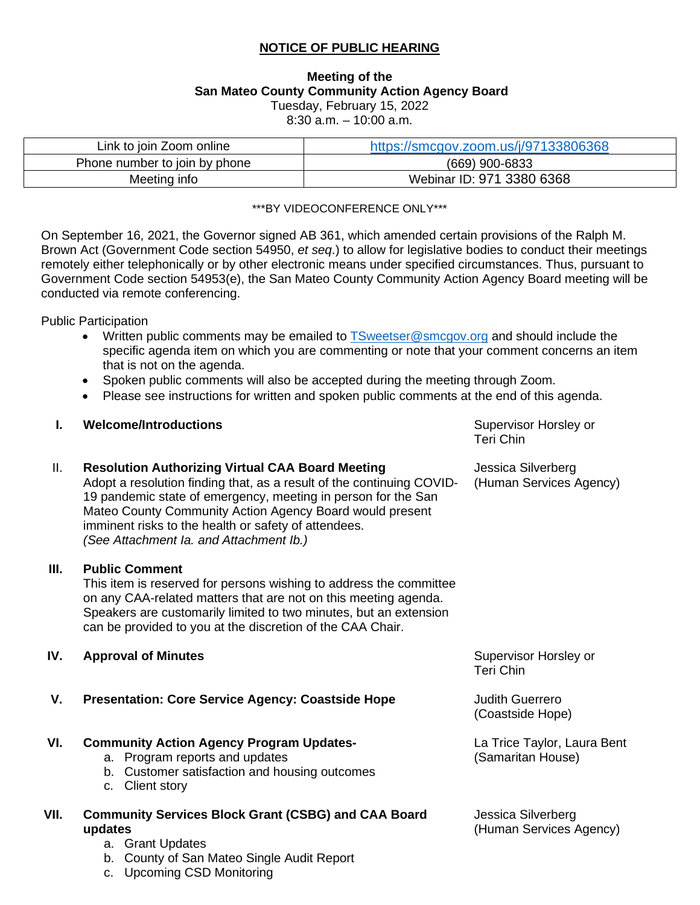# NOTICE OF PUBLIC HEARING

**Meeting of the**
**San Mateo County Community Action Agency Board**
Tuesday, February 15, 2022
8:30 a.m. – 10:00 a.m.

| Link to join Zoom online | https://smcgov.zoom.us/j/97133806368 |
| --- | --- |
| Phone number to join by phone | (669) 900-6833 |
| Meeting info | Webinar ID: 971 3380 6368 |

\*\*\*BY VIDEOCONFERENCE ONLY\*\*\*

On September 16, 2021, the Governor signed AB 361, which amended certain provisions of the Ralph M. Brown Act (Government Code section 54950, *et seq*.) to allow for legislative bodies to conduct their meetings remotely either telephonically or by other electronic means under specified circumstances. Thus, pursuant to Government Code section 54953(e), the San Mateo County Community Action Agency Board meeting will be conducted via remote conferencing.

Public Participation

- Written public comments may be emailed to TSweetser@smcgov.org and should include the specific agenda item on which you are commenting or note that your comment concerns an item that is not on the agenda.
- Spoken public comments will also be accepted during the meeting through Zoom.
- Please see instructions for written and spoken public comments at the end of this agenda.

**I. Welcome/Introductions** — Supervisor Horsley or Teri Chin

II. **Resolution Authorizing Virtual CAA Board Meeting** — Jessica Silverberg (Human Services Agency)
Adopt a resolution finding that, as a result of the continuing COVID-19 pandemic state of emergency, meeting in person for the San Mateo County Community Action Agency Board would present imminent risks to the health or safety of attendees.
*(See Attachment Ia. and Attachment Ib.)*

**III. Public Comment**
This item is reserved for persons wishing to address the committee on any CAA-related matters that are not on this meeting agenda. Speakers are customarily limited to two minutes, but an extension can be provided to you at the discretion of the CAA Chair.

**IV. Approval of Minutes** — Supervisor Horsley or Teri Chin

**V. Presentation: Core Service Agency: Coastside Hope** — Judith Guerrero (Coastside Hope)

**VI. Community Action Agency Program Updates-** — La Trice Taylor, Laura Bent (Samaritan House)
  a. Program reports and updates
  b. Customer satisfaction and housing outcomes
  c. Client story

**VII. Community Services Block Grant (CSBG) and CAA Board updates** — Jessica Silverberg (Human Services Agency)
  a. Grant Updates
  b. County of San Mateo Single Audit Report
  c. Upcoming CSD Monitoring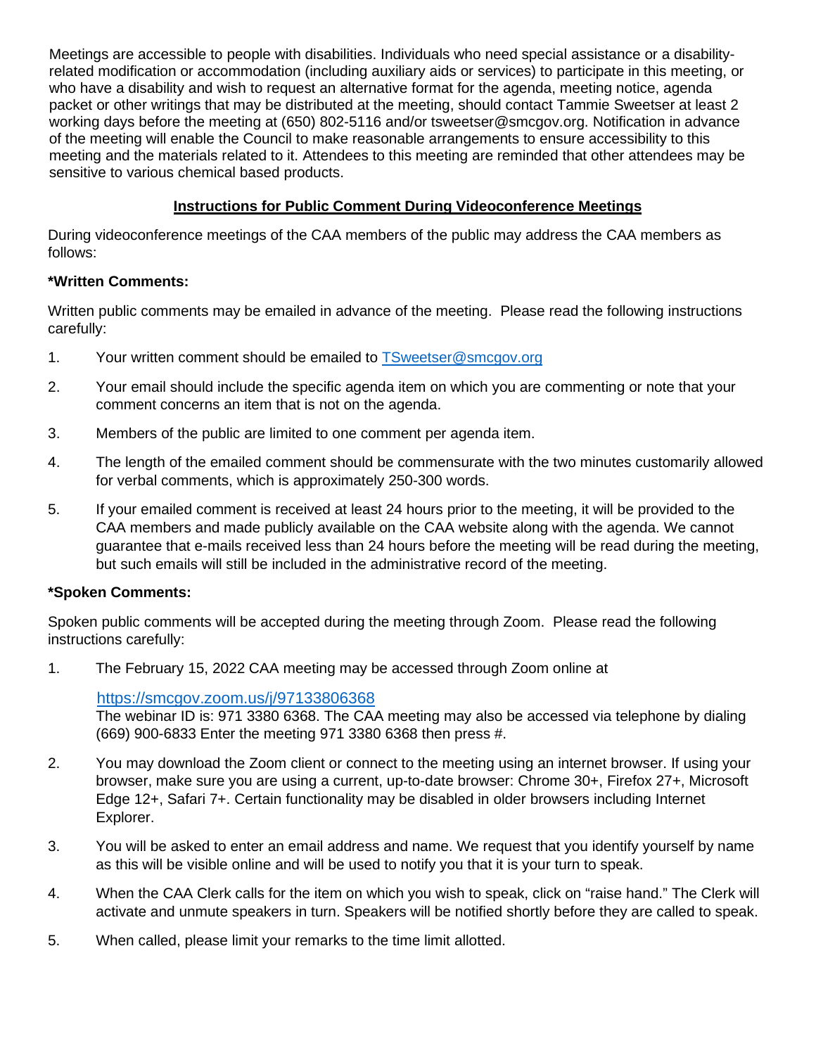Meetings are accessible to people with disabilities. Individuals who need special assistance or a disability-related modification or accommodation (including auxiliary aids or services) to participate in this meeting, or who have a disability and wish to request an alternative format for the agenda, meeting notice, agenda packet or other writings that may be distributed at the meeting, should contact Tammie Sweetser at least 2 working days before the meeting at (650) 802-5116 and/or tsweetser@smcgov.org. Notification in advance of the meeting will enable the Council to make reasonable arrangements to ensure accessibility to this meeting and the materials related to it. Attendees to this meeting are reminded that other attendees may be sensitive to various chemical based products.

## Instructions for Public Comment During Videoconference Meetings

During videoconference meetings of the CAA members of the public may address the CAA members as follows:

**\*Written Comments:**

Written public comments may be emailed in advance of the meeting. Please read the following instructions carefully:

1. Your written comment should be emailed to TSweetser@smcgov.org
2. Your email should include the specific agenda item on which you are commenting or note that your comment concerns an item that is not on the agenda.
3. Members of the public are limited to one comment per agenda item.
4. The length of the emailed comment should be commensurate with the two minutes customarily allowed for verbal comments, which is approximately 250-300 words.
5. If your emailed comment is received at least 24 hours prior to the meeting, it will be provided to the CAA members and made publicly available on the CAA website along with the agenda. We cannot guarantee that e-mails received less than 24 hours before the meeting will be read during the meeting, but such emails will still be included in the administrative record of the meeting.

**\*Spoken Comments:**

Spoken public comments will be accepted during the meeting through Zoom. Please read the following instructions carefully:

1. The February 15, 2022 CAA meeting may be accessed through Zoom online at

   https://smcgov.zoom.us/j/97133806368
   The webinar ID is: 971 3380 6368. The CAA meeting may also be accessed via telephone by dialing (669) 900-6833 Enter the meeting 971 3380 6368 then press #.
2. You may download the Zoom client or connect to the meeting using an internet browser. If using your browser, make sure you are using a current, up-to-date browser: Chrome 30+, Firefox 27+, Microsoft Edge 12+, Safari 7+. Certain functionality may be disabled in older browsers including Internet Explorer.
3. You will be asked to enter an email address and name. We request that you identify yourself by name as this will be visible online and will be used to notify you that it is your turn to speak.
4. When the CAA Clerk calls for the item on which you wish to speak, click on "raise hand." The Clerk will activate and unmute speakers in turn. Speakers will be notified shortly before they are called to speak.
5. When called, please limit your remarks to the time limit allotted.